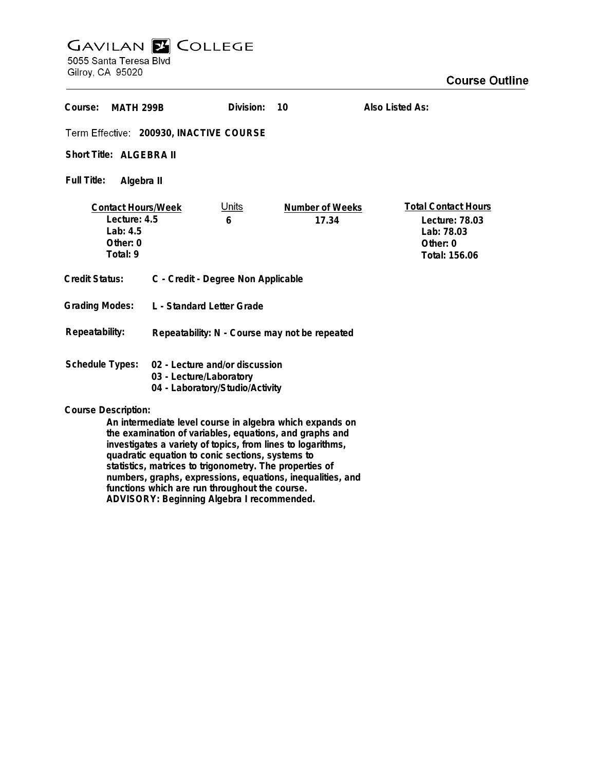# Gavilan College

5055 Santa Teresa Blvd
Gilroy, CA 95020

## Course Outline

**Course:** MATH 299B **Division:** 10 **Also Listed As:**

**Term Effective:** 200930, INACTIVE COURSE

**Short Title:** ALGEBRA II

**Full Title:** Algebra II

| Contact Hours/Week | Units | Number of Weeks | Total Contact Hours |
|---|---|---|---|
| Lecture: 4.5 | 6 | 17.34 | Lecture: 78.03 |
| Lab: 4.5 | | | Lab: 78.03 |
| Other: 0 | | | Other: 0 |
| Total: 9 | | | Total: 156.06 |

**Credit Status:** C - Credit - Degree Non Applicable

**Grading Modes:** L - Standard Letter Grade

**Repeatability:** Repeatability: N - Course may not be repeated

**Schedule Types:**
- 02 - Lecture and/or discussion
- 03 - Lecture/Laboratory
- 04 - Laboratory/Studio/Activity

**Course Description:**

An intermediate level course in algebra which expands on the examination of variables, equations, and graphs and investigates a variety of topics, from lines to logarithms, quadratic equation to conic sections, systems to statistics, matrices to trigonometry. The properties of numbers, graphs, expressions, equations, inequalities, and functions which are run throughout the course.
ADVISORY: Beginning Algebra I recommended.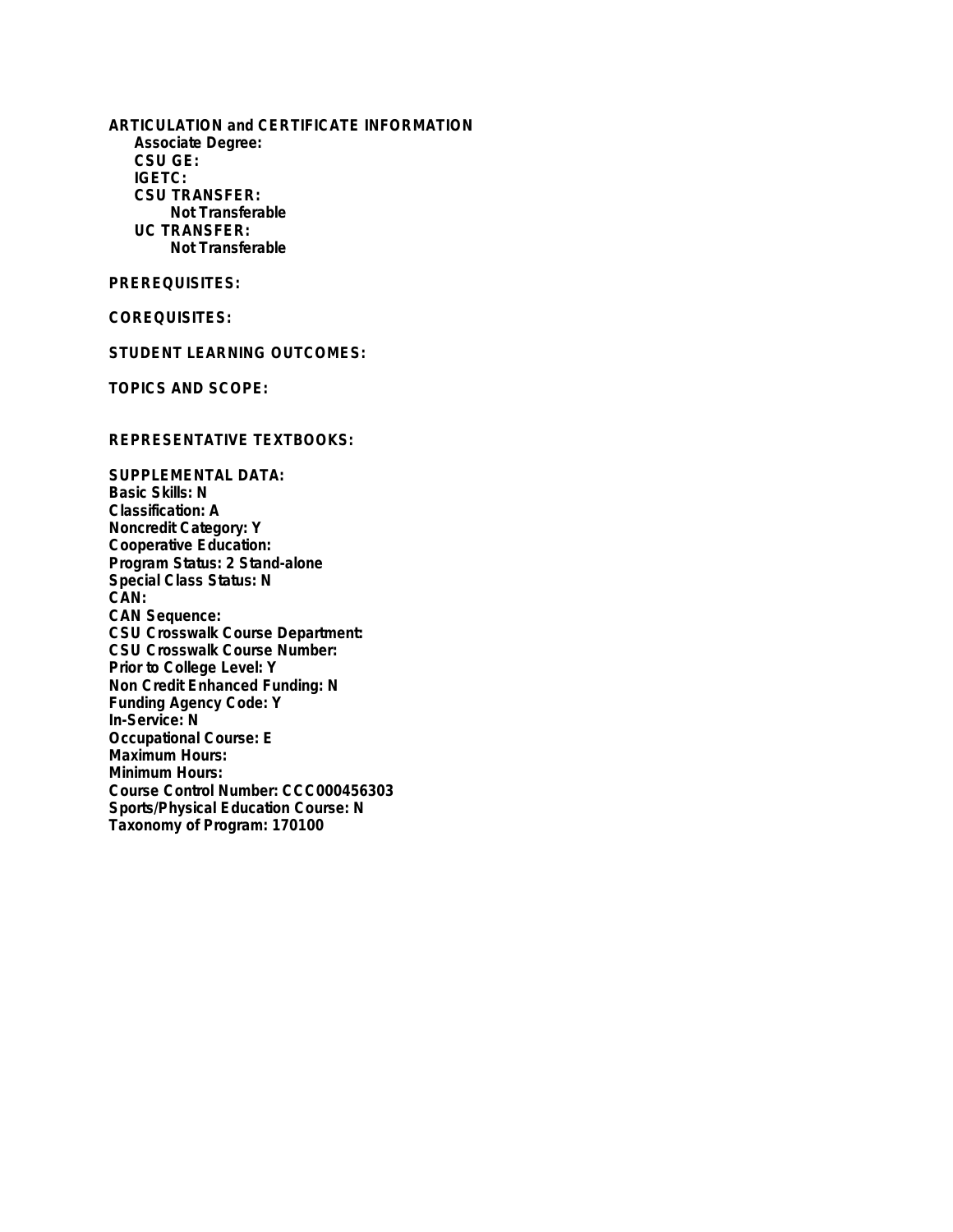**ARTICULATION and CERTIFICATE INFORMATION**

**Associate Degree:**

**CSU GE:**

**IGETC:**

**CSU TRANSFER:**

**Not Transferable**

**UC TRANSFER:**

**Not Transferable**

**PREREQUISITES:**

**COREQUISITES:**

**STUDENT LEARNING OUTCOMES:**

**TOPICS AND SCOPE:**

**REPRESENTATIVE TEXTBOOKS:**

**SUPPLEMENTAL DATA:**
**Basic Skills: N**
**Classification: A**
**Noncredit Category: Y**
**Cooperative Education:**
**Program Status: 2 Stand-alone**
**Special Class Status: N**
**CAN:**
**CAN Sequence:**
**CSU Crosswalk Course Department:**
**CSU Crosswalk Course Number:**
**Prior to College Level: Y**
**Non Credit Enhanced Funding: N**
**Funding Agency Code: Y**
**In-Service: N**
**Occupational Course: E**
**Maximum Hours:**
**Minimum Hours:**
**Course Control Number: CCC000456303**
**Sports/Physical Education Course: N**
**Taxonomy of Program: 170100**